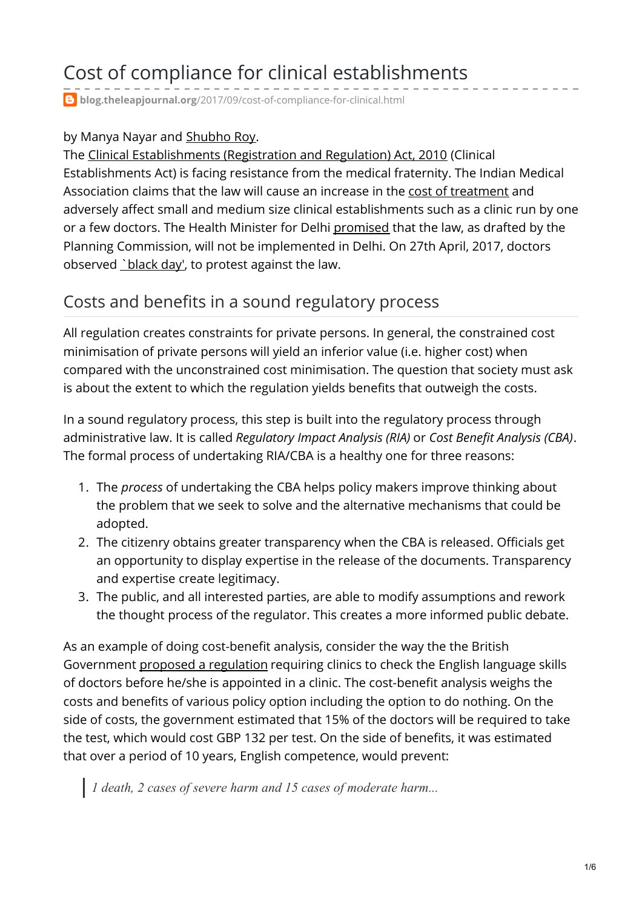# Cost of compliance for clinical establishments

blog.theleapjournal.org/2017/09/cost-of-compliance-for-clinical.html

by Manya Nayar and Shubho Roy.

The Clinical Establishments (Registration and Regulation) Act, 2010 (Clinical Establishments Act) is facing resistance from the medical fraternity. The Indian Medical Association claims that the law will cause an increase in the cost of treatment and adversely affect small and medium size clinical establishments such as a clinic run by one or a few doctors. The Health Minister for Delhi promised that the law, as drafted by the Planning Commission, will not be implemented in Delhi. On 27th April, 2017, doctors observed `black day', to protest against the law.

## Costs and benefits in a sound regulatory process

All regulation creates constraints for private persons. In general, the constrained cost minimisation of private persons will yield an inferior value (i.e. higher cost) when compared with the unconstrained cost minimisation. The question that society must ask is about the extent to which the regulation yields benefits that outweigh the costs.

In a sound regulatory process, this step is built into the regulatory process through administrative law. It is called *Regulatory Impact Analysis (RIA)* or *Cost Benefit Analysis (CBA)*. The formal process of undertaking RIA/CBA is a healthy one for three reasons:

1. The *process* of undertaking the CBA helps policy makers improve thinking about the problem that we seek to solve and the alternative mechanisms that could be adopted.
2. The citizenry obtains greater transparency when the CBA is released. Officials get an opportunity to display expertise in the release of the documents. Transparency and expertise create legitimacy.
3. The public, and all interested parties, are able to modify assumptions and rework the thought process of the regulator. This creates a more informed public debate.

As an example of doing cost-benefit analysis, consider the way the the British Government proposed a regulation requiring clinics to check the English language skills of doctors before he/she is appointed in a clinic. The cost-benefit analysis weighs the costs and benefits of various policy option including the option to do nothing. On the side of costs, the government estimated that 15% of the doctors will be required to take the test, which would cost GBP 132 per test. On the side of benefits, it was estimated that over a period of 10 years, English competence, would prevent:

> *1 death, 2 cases of severe harm and 15 cases of moderate harm...*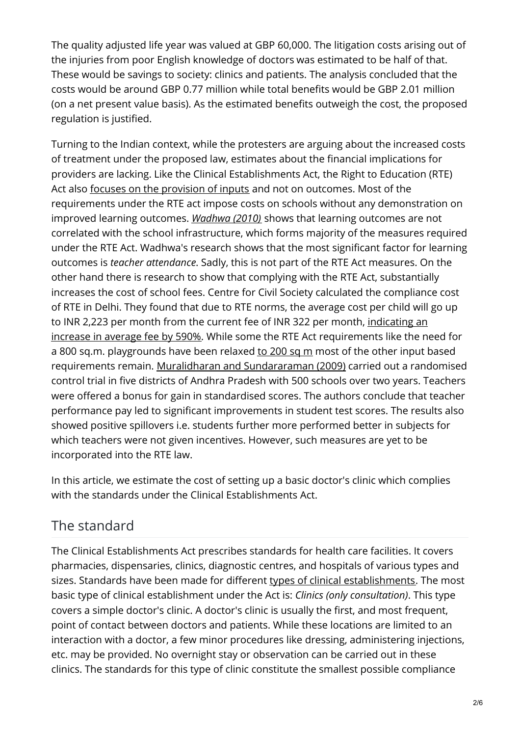The quality adjusted life year was valued at GBP 60,000. The litigation costs arising out of the injuries from poor English knowledge of doctors was estimated to be half of that. These would be savings to society: clinics and patients. The analysis concluded that the costs would be around GBP 0.77 million while total benefits would be GBP 2.01 million (on a net present value basis). As the estimated benefits outweigh the cost, the proposed regulation is justified.

Turning to the Indian context, while the protesters are arguing about the increased costs of treatment under the proposed law, estimates about the financial implications for providers are lacking. Like the Clinical Establishments Act, the Right to Education (RTE) Act also focuses on the provision of inputs and not on outcomes. Most of the requirements under the RTE act impose costs on schools without any demonstration on improved learning outcomes. *Wadhwa (2010)* shows that learning outcomes are not correlated with the school infrastructure, which forms majority of the measures required under the RTE Act. Wadhwa's research shows that the most significant factor for learning outcomes is *teacher attendance*. Sadly, this is not part of the RTE Act measures. On the other hand there is research to show that complying with the RTE Act, substantially increases the cost of school fees. Centre for Civil Society calculated the compliance cost of RTE in Delhi. They found that due to RTE norms, the average cost per child will go up to INR 2,223 per month from the current fee of INR 322 per month, indicating an increase in average fee by 590%. While some the RTE Act requirements like the need for a 800 sq.m. playgrounds have been relaxed to 200 sq m most of the other input based requirements remain. Muralidharan and Sundararaman (2009) carried out a randomised control trial in five districts of Andhra Pradesh with 500 schools over two years. Teachers were offered a bonus for gain in standardised scores. The authors conclude that teacher performance pay led to significant improvements in student test scores. The results also showed positive spillovers i.e. students further more performed better in subjects for which teachers were not given incentives. However, such measures are yet to be incorporated into the RTE law.

In this article, we estimate the cost of setting up a basic doctor's clinic which complies with the standards under the Clinical Establishments Act.

## The standard

The Clinical Establishments Act prescribes standards for health care facilities. It covers pharmacies, dispensaries, clinics, diagnostic centres, and hospitals of various types and sizes. Standards have been made for different types of clinical establishments. The most basic type of clinical establishment under the Act is: *Clinics (only consultation)*. This type covers a simple doctor's clinic. A doctor's clinic is usually the first, and most frequent, point of contact between doctors and patients. While these locations are limited to an interaction with a doctor, a few minor procedures like dressing, administering injections, etc. may be provided. No overnight stay or observation can be carried out in these clinics. The standards for this type of clinic constitute the smallest possible compliance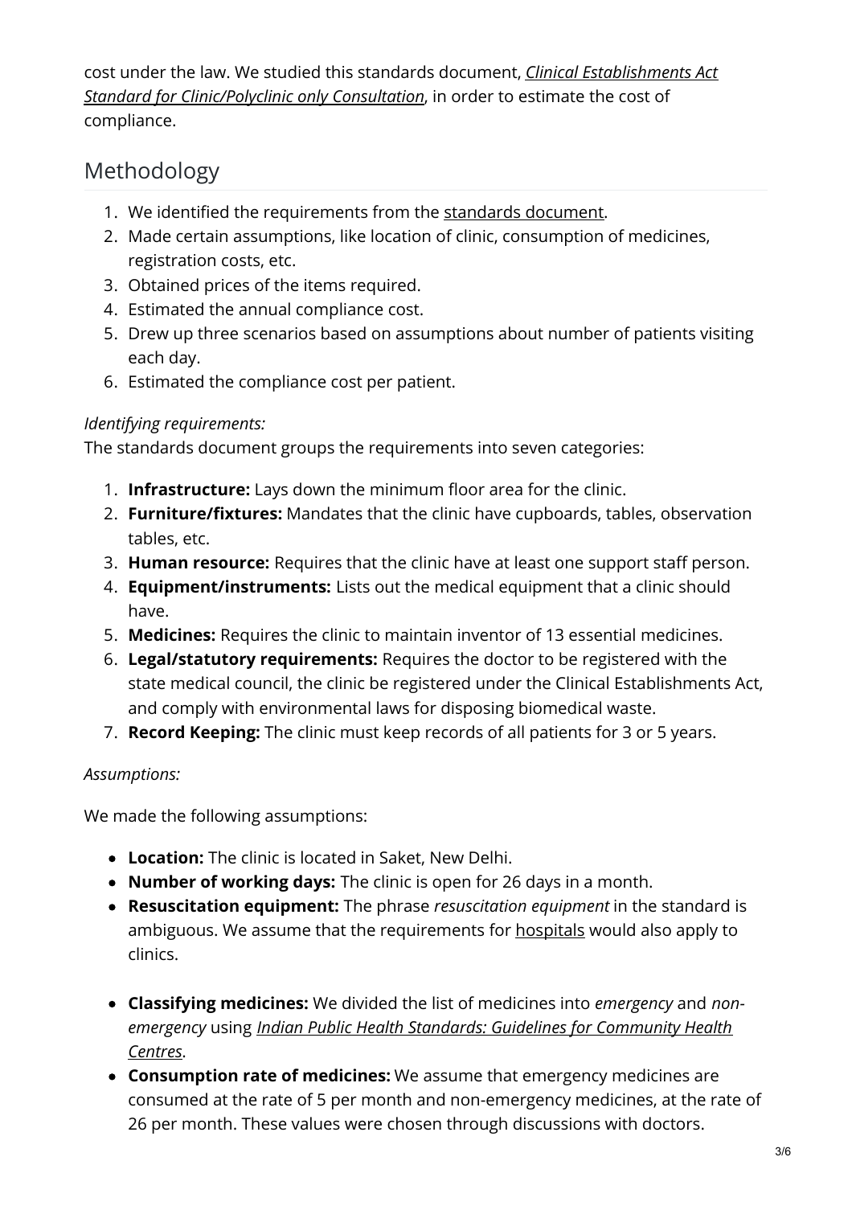cost under the law. We studied this standards document, *Clinical Establishments Act Standard for Clinic/Polyclinic only Consultation*, in order to estimate the cost of compliance.

## Methodology

1. We identified the requirements from the standards document.
2. Made certain assumptions, like location of clinic, consumption of medicines, registration costs, etc.
3. Obtained prices of the items required.
4. Estimated the annual compliance cost.
5. Drew up three scenarios based on assumptions about number of patients visiting each day.
6. Estimated the compliance cost per patient.

*Identifying requirements:*
The standards document groups the requirements into seven categories:

1. **Infrastructure:** Lays down the minimum floor area for the clinic.
2. **Furniture/fixtures:** Mandates that the clinic have cupboards, tables, observation tables, etc.
3. **Human resource:** Requires that the clinic have at least one support staff person.
4. **Equipment/instruments:** Lists out the medical equipment that a clinic should have.
5. **Medicines:** Requires the clinic to maintain inventor of 13 essential medicines.
6. **Legal/statutory requirements:** Requires the doctor to be registered with the state medical council, the clinic be registered under the Clinical Establishments Act, and comply with environmental laws for disposing biomedical waste.
7. **Record Keeping:** The clinic must keep records of all patients for 3 or 5 years.

*Assumptions:*

We made the following assumptions:

- **Location:** The clinic is located in Saket, New Delhi.
- **Number of working days:** The clinic is open for 26 days in a month.
- **Resuscitation equipment:** The phrase *resuscitation equipment* in the standard is ambiguous. We assume that the requirements for hospitals would also apply to clinics.
- **Classifying medicines:** We divided the list of medicines into *emergency* and *non-emergency* using *Indian Public Health Standards: Guidelines for Community Health Centres.*
- **Consumption rate of medicines:** We assume that emergency medicines are consumed at the rate of 5 per month and non-emergency medicines, at the rate of 26 per month. These values were chosen through discussions with doctors.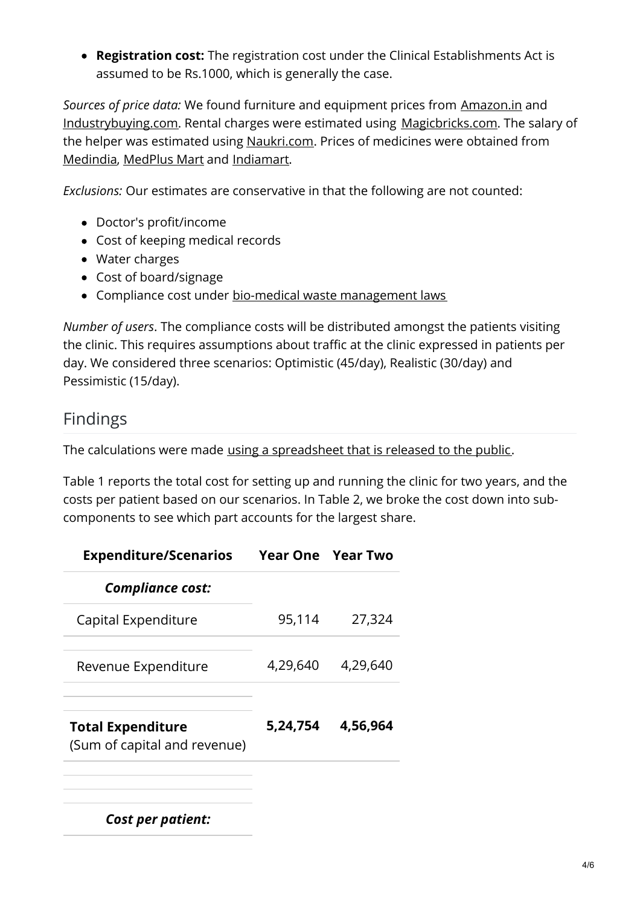- **Registration cost:** The registration cost under the Clinical Establishments Act is assumed to be Rs.1000, which is generally the case.

*Sources of price data:* We found furniture and equipment prices from Amazon.in and Industrybuying.com. Rental charges were estimated using Magicbricks.com. The salary of the helper was estimated using Naukri.com. Prices of medicines were obtained from Medindia, MedPlus Mart and Indiamart.

*Exclusions:* Our estimates are conservative in that the following are not counted:

- Doctor's profit/income
- Cost of keeping medical records
- Water charges
- Cost of board/signage
- Compliance cost under bio-medical waste management laws

*Number of users*. The compliance costs will be distributed amongst the patients visiting the clinic. This requires assumptions about traffic at the clinic expressed in patients per day. We considered three scenarios: Optimistic (45/day), Realistic (30/day) and Pessimistic (15/day).

## Findings

The calculations were made using a spreadsheet that is released to the public.

Table 1 reports the total cost for setting up and running the clinic for two years, and the costs per patient based on our scenarios. In Table 2, we broke the cost down into sub-components to see which part accounts for the largest share.

| Expenditure/Scenarios | Year One | Year Two |
|---|---|---|
| ***Compliance cost:*** | | |
| Capital Expenditure | 95,114 | 27,324 |
| Revenue Expenditure | 4,29,640 | 4,29,640 |
| **Total Expenditure** (Sum of capital and revenue) | **5,24,754** | **4,56,964** |
| ***Cost per patient:*** | | |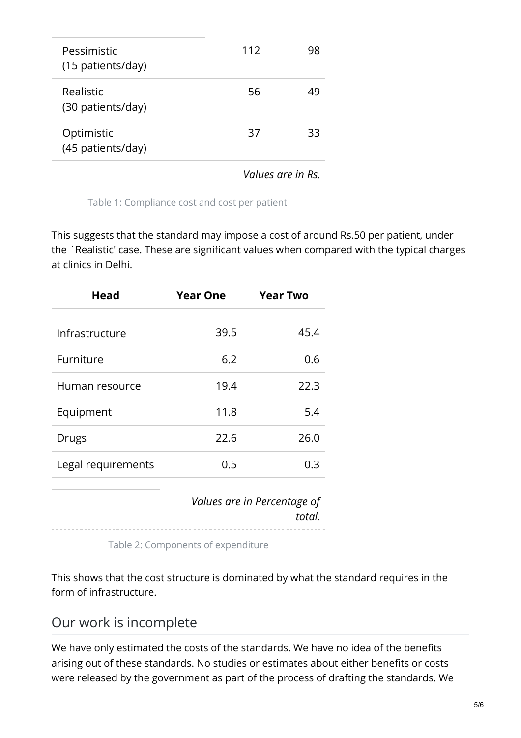| | | |
|---|---|---|
| Pessimistic (15 patients/day) | 112 | 98 |
| Realistic (30 patients/day) | 56 | 49 |
| Optimistic (45 patients/day) | 37 | 33 |

*Values are in Rs.*

Table 1: Compliance cost and cost per patient

This suggests that the standard may impose a cost of around Rs.50 per patient, under the `Realistic' case. These are significant values when compared with the typical charges at clinics in Delhi.

| Head | Year One | Year Two |
|---|---|---|
| Infrastructure | 39.5 | 45.4 |
| Furniture | 6.2 | 0.6 |
| Human resource | 19.4 | 22.3 |
| Equipment | 11.8 | 5.4 |
| Drugs | 22.6 | 26.0 |
| Legal requirements | 0.5 | 0.3 |

*Values are in Percentage of total.*

Table 2: Components of expenditure

This shows that the cost structure is dominated by what the standard requires in the form of infrastructure.

## Our work is incomplete

We have only estimated the costs of the standards. We have no idea of the benefits arising out of these standards. No studies or estimates about either benefits or costs were released by the government as part of the process of drafting the standards. We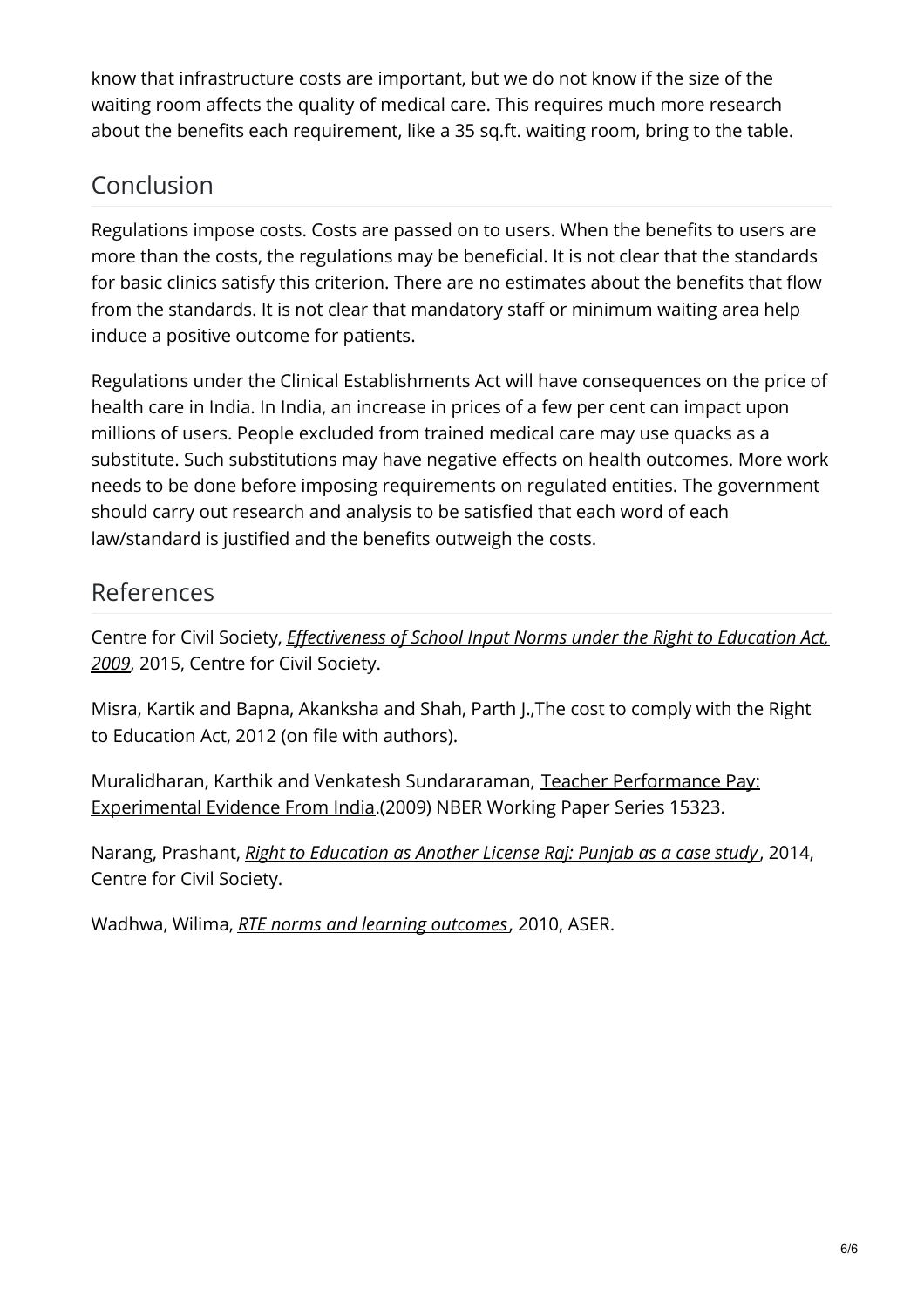know that infrastructure costs are important, but we do not know if the size of the waiting room affects the quality of medical care. This requires much more research about the benefits each requirement, like a 35 sq.ft. waiting room, bring to the table.

## Conclusion

Regulations impose costs. Costs are passed on to users. When the benefits to users are more than the costs, the regulations may be beneficial. It is not clear that the standards for basic clinics satisfy this criterion. There are no estimates about the benefits that flow from the standards. It is not clear that mandatory staff or minimum waiting area help induce a positive outcome for patients.

Regulations under the Clinical Establishments Act will have consequences on the price of health care in India. In India, an increase in prices of a few per cent can impact upon millions of users. People excluded from trained medical care may use quacks as a substitute. Such substitutions may have negative effects on health outcomes. More work needs to be done before imposing requirements on regulated entities. The government should carry out research and analysis to be satisfied that each word of each law/standard is justified and the benefits outweigh the costs.

## References

Centre for Civil Society, *Effectiveness of School Input Norms under the Right to Education Act, 2009*, 2015, Centre for Civil Society.

Misra, Kartik and Bapna, Akanksha and Shah, Parth J.,The cost to comply with the Right to Education Act, 2012 (on file with authors).

Muralidharan, Karthik and Venkatesh Sundararaman, Teacher Performance Pay: Experimental Evidence From India.(2009) NBER Working Paper Series 15323.

Narang, Prashant, *Right to Education as Another License Raj: Punjab as a case study*, 2014, Centre for Civil Society.

Wadhwa, Wilima, *RTE norms and learning outcomes*, 2010, ASER.